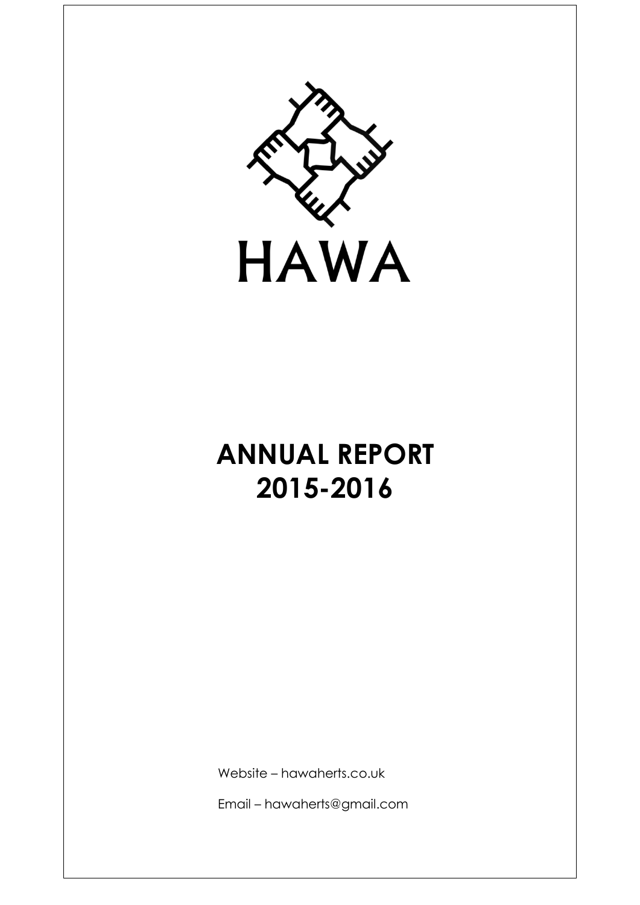# HAWA

# ANNUAL REPORT 2015-2016

Website – hawaherts.co.uk

Email – hawaherts@gmail.com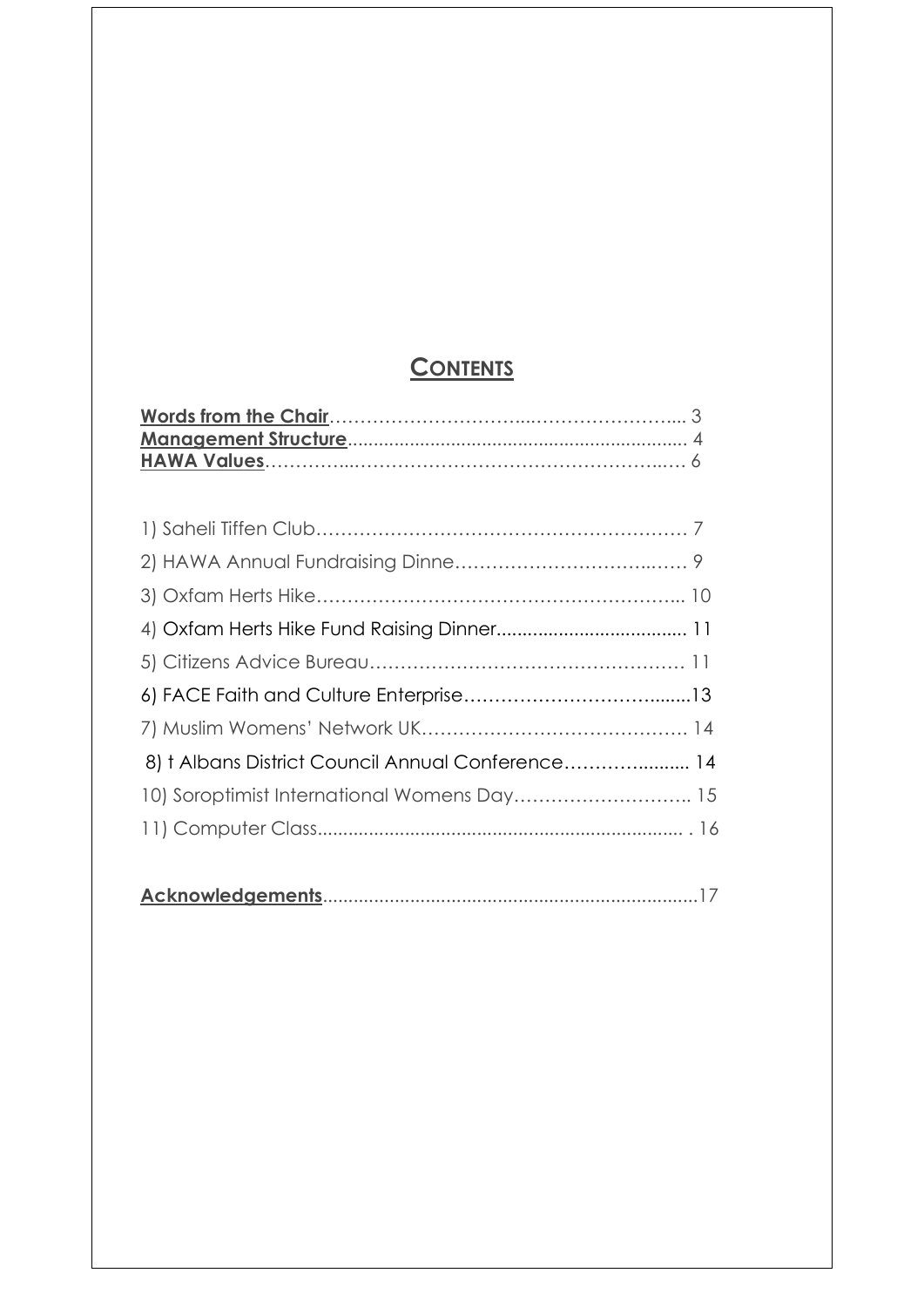# CONTENTS

**Words from the Chair**…………………………...…………………... 3
**Management Structure**................................................................. 4
**HAWA Values**…………...……………………………………….…. 6

1) Saheli Tiffen Club…………………………………………………… 7

2) HAWA Annual Fundraising Dinne……………………………..…… 9

3) Oxfam Herts Hike…………………………………………………... 10

4) Oxfam Herts Hike Fund Raising Dinner.................................... 11

5) Citizens Advice Bureau…………………………………………… 11

6) FACE Faith and Culture Enterprise……………………………........13

7) Muslim Womens' Network UK……………………………………. 14

8) t Albans District Council Annual Conference………….......... 14

10) Soroptimist International Womens Day……………………….. 15

11) Computer Class...................................................................... . 16

**Acknowledgements**.......................................................................17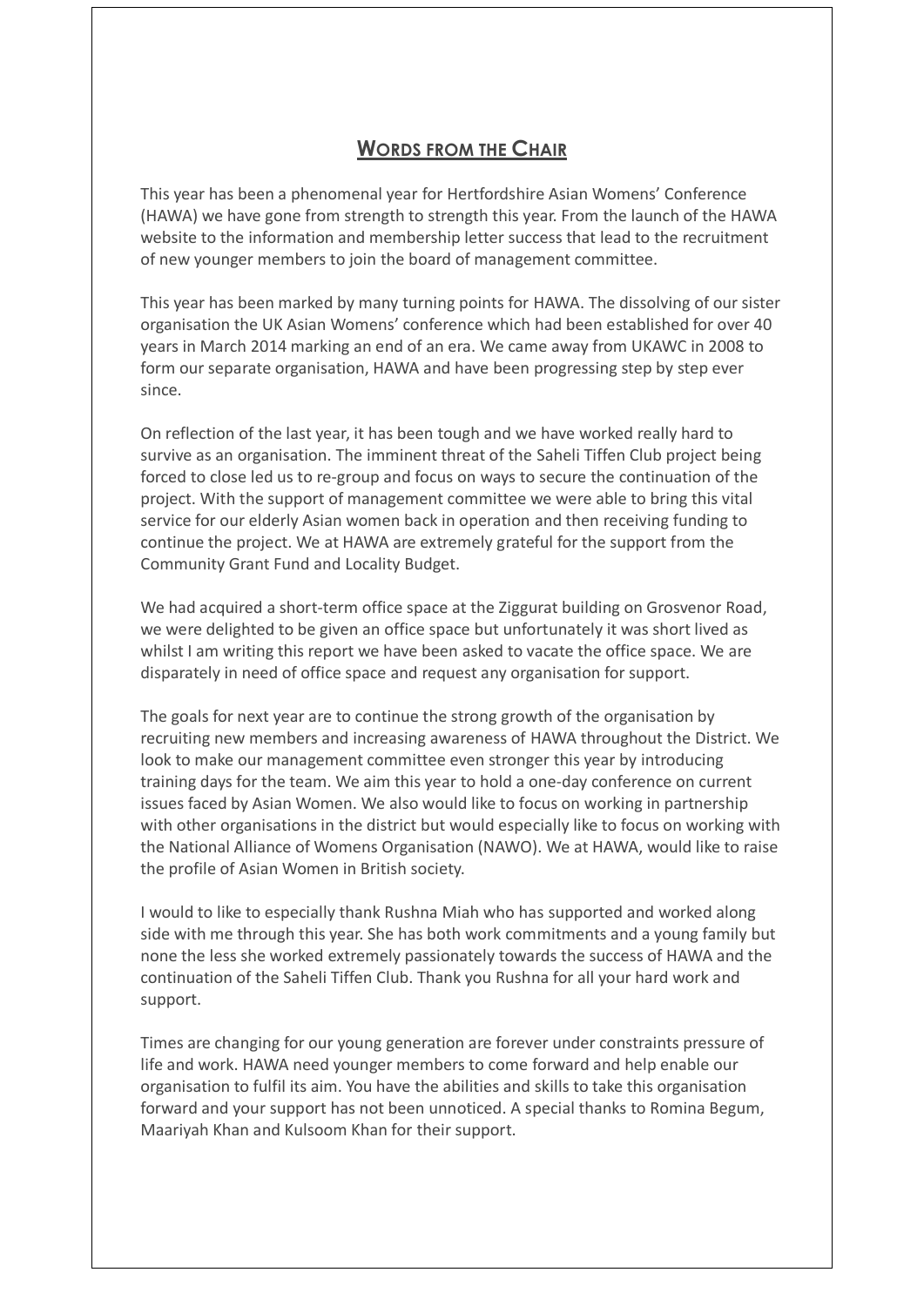## **WORDS FROM THE CHAIR**

This year has been a phenomenal year for Hertfordshire Asian Womens' Conference (HAWA) we have gone from strength to strength this year. From the launch of the HAWA website to the information and membership letter success that lead to the recruitment of new younger members to join the board of management committee.

This year has been marked by many turning points for HAWA. The dissolving of our sister organisation the UK Asian Womens' conference which had been established for over 40 years in March 2014 marking an end of an era. We came away from UKAWC in 2008 to form our separate organisation, HAWA and have been progressing step by step ever since.

On reflection of the last year, it has been tough and we have worked really hard to survive as an organisation. The imminent threat of the Saheli Tiffen Club project being forced to close led us to re-group and focus on ways to secure the continuation of the project. With the support of management committee we were able to bring this vital service for our elderly Asian women back in operation and then receiving funding to continue the project. We at HAWA are extremely grateful for the support from the Community Grant Fund and Locality Budget.

We had acquired a short-term office space at the Ziggurat building on Grosvenor Road, we were delighted to be given an office space but unfortunately it was short lived as whilst I am writing this report we have been asked to vacate the office space. We are disparately in need of office space and request any organisation for support.

The goals for next year are to continue the strong growth of the organisation by recruiting new members and increasing awareness of HAWA throughout the District. We look to make our management committee even stronger this year by introducing training days for the team. We aim this year to hold a one-day conference on current issues faced by Asian Women. We also would like to focus on working in partnership with other organisations in the district but would especially like to focus on working with the National Alliance of Womens Organisation (NAWO). We at HAWA, would like to raise the profile of Asian Women in British society.

I would to like to especially thank Rushna Miah who has supported and worked along side with me through this year. She has both work commitments and a young family but none the less she worked extremely passionately towards the success of HAWA and the continuation of the Saheli Tiffen Club. Thank you Rushna for all your hard work and support.

Times are changing for our young generation are forever under constraints pressure of life and work. HAWA need younger members to come forward and help enable our organisation to fulfil its aim. You have the abilities and skills to take this organisation forward and your support has not been unnoticed. A special thanks to Romina Begum, Maariyah Khan and Kulsoom Khan for their support.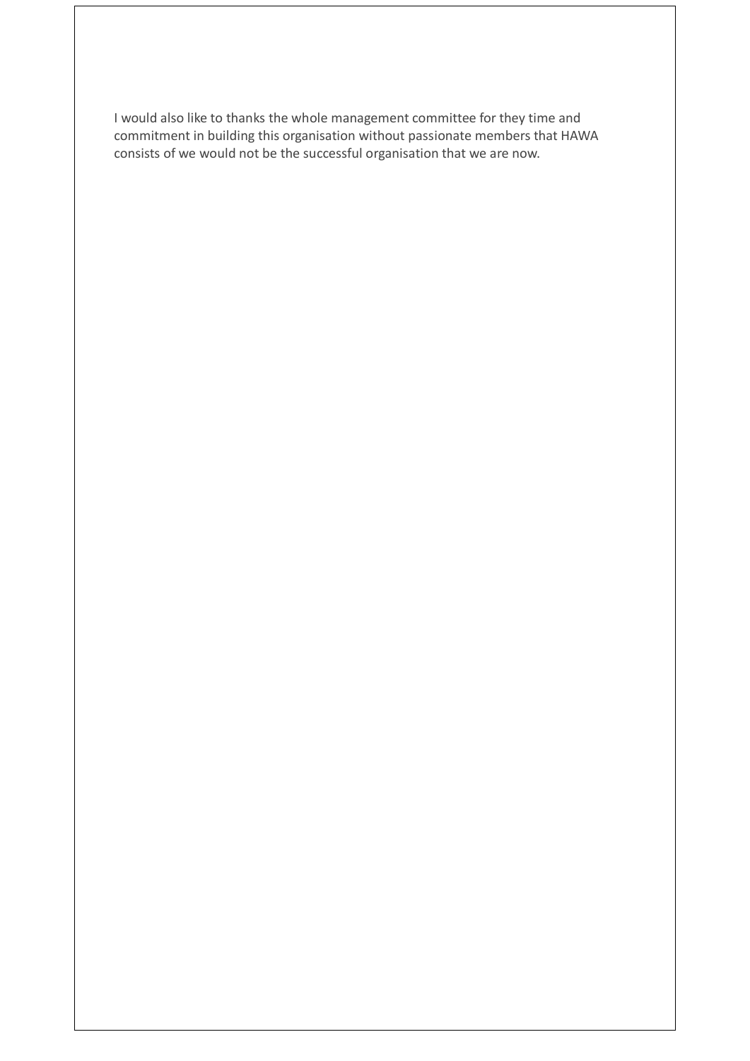I would also like to thanks the whole management committee for they time and commitment in building this organisation without passionate members that HAWA consists of we would not be the successful organisation that we are now.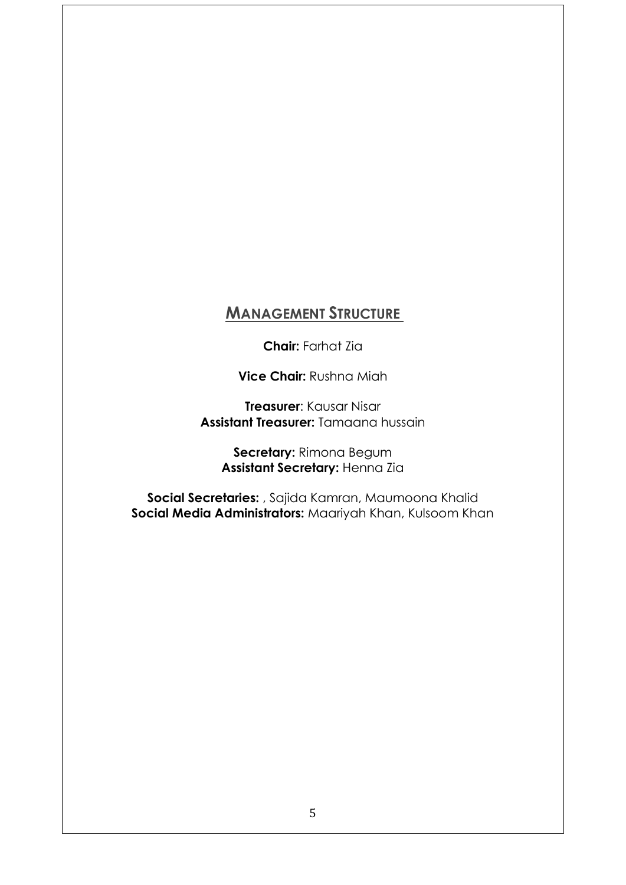## Management Structure

**Chair:** Farhat Zia

**Vice Chair:** Rushna Miah

**Treasurer**: Kausar Nisar
**Assistant Treasurer:** Tamaana hussain

**Secretary:** Rimona Begum
**Assistant Secretary:** Henna Zia

**Social Secretaries:** , Sajida Kamran, Maumoona Khalid
**Social Media Administrators:** Maariyah Khan, Kulsoom Khan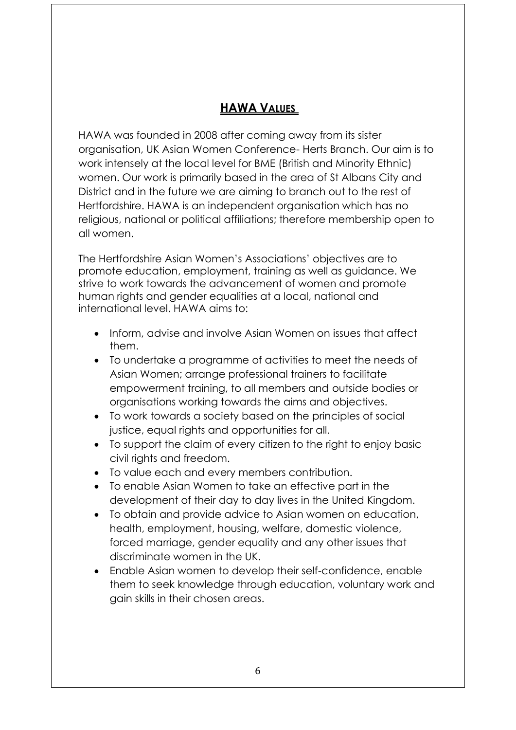## HAWA VALUES

HAWA was founded in 2008 after coming away from its sister organisation, UK Asian Women Conference- Herts Branch. Our aim is to work intensely at the local level for BME (British and Minority Ethnic) women. Our work is primarily based in the area of St Albans City and District and in the future we are aiming to branch out to the rest of Hertfordshire. HAWA is an independent organisation which has no religious, national or political affiliations; therefore membership open to all women.

The Hertfordshire Asian Women's Associations' objectives are to promote education, employment, training as well as guidance. We strive to work towards the advancement of women and promote human rights and gender equalities at a local, national and international level. HAWA aims to:

- Inform, advise and involve Asian Women on issues that affect them.
- To undertake a programme of activities to meet the needs of Asian Women; arrange professional trainers to facilitate empowerment training, to all members and outside bodies or organisations working towards the aims and objectives.
- To work towards a society based on the principles of social justice, equal rights and opportunities for all.
- To support the claim of every citizen to the right to enjoy basic civil rights and freedom.
- To value each and every members contribution.
- To enable Asian Women to take an effective part in the development of their day to day lives in the United Kingdom.
- To obtain and provide advice to Asian women on education, health, employment, housing, welfare, domestic violence, forced marriage, gender equality and any other issues that discriminate women in the UK.
- Enable Asian women to develop their self-confidence, enable them to seek knowledge through education, voluntary work and gain skills in their chosen areas.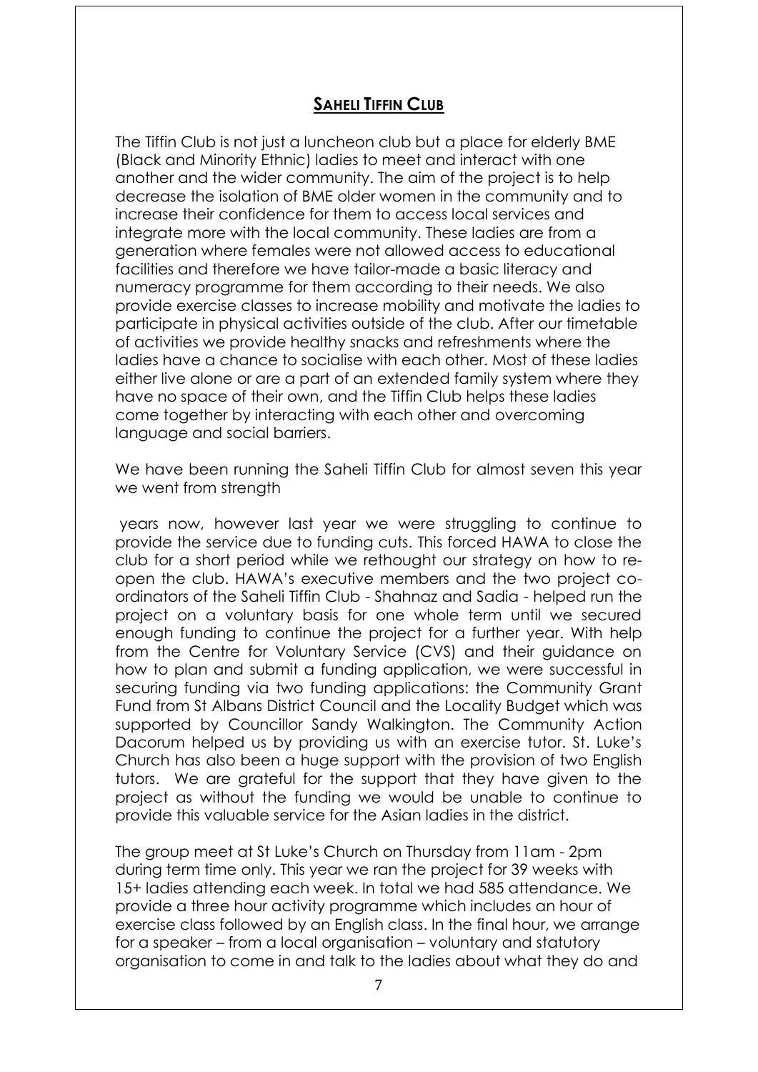## Saheli Tiffin Club

The Tiffin Club is not just a luncheon club but a place for elderly BME (Black and Minority Ethnic) ladies to meet and interact with one another and the wider community. The aim of the project is to help decrease the isolation of BME older women in the community and to increase their confidence for them to access local services and integrate more with the local community. These ladies are from a generation where females were not allowed access to educational facilities and therefore we have tailor-made a basic literacy and numeracy programme for them according to their needs. We also provide exercise classes to increase mobility and motivate the ladies to participate in physical activities outside of the club. After our timetable of activities we provide healthy snacks and refreshments where the ladies have a chance to socialise with each other. Most of these ladies either live alone or are a part of an extended family system where they have no space of their own, and the Tiffin Club helps these ladies come together by interacting with each other and overcoming language and social barriers.

We have been running the Saheli Tiffin Club for almost seven this year we went from strength

years now, however last year we were struggling to continue to provide the service due to funding cuts. This forced HAWA to close the club for a short period while we rethought our strategy on how to re-open the club. HAWA's executive members and the two project co-ordinators of the Saheli Tiffin Club - Shahnaz and Sadia - helped run the project on a voluntary basis for one whole term until we secured enough funding to continue the project for a further year. With help from the Centre for Voluntary Service (CVS) and their guidance on how to plan and submit a funding application, we were successful in securing funding via two funding applications: the Community Grant Fund from St Albans District Council and the Locality Budget which was supported by Councillor Sandy Walkington. The Community Action Dacorum helped us by providing us with an exercise tutor. St. Luke's Church has also been a huge support with the provision of two English tutors. We are grateful for the support that they have given to the project as without the funding we would be unable to continue to provide this valuable service for the Asian ladies in the district.

The group meet at St Luke's Church on Thursday from 11am - 2pm during term time only. This year we ran the project for 39 weeks with 15+ ladies attending each week. In total we had 585 attendance. We provide a three hour activity programme which includes an hour of exercise class followed by an English class. In the final hour, we arrange for a speaker – from a local organisation – voluntary and statutory organisation to come in and talk to the ladies about what they do and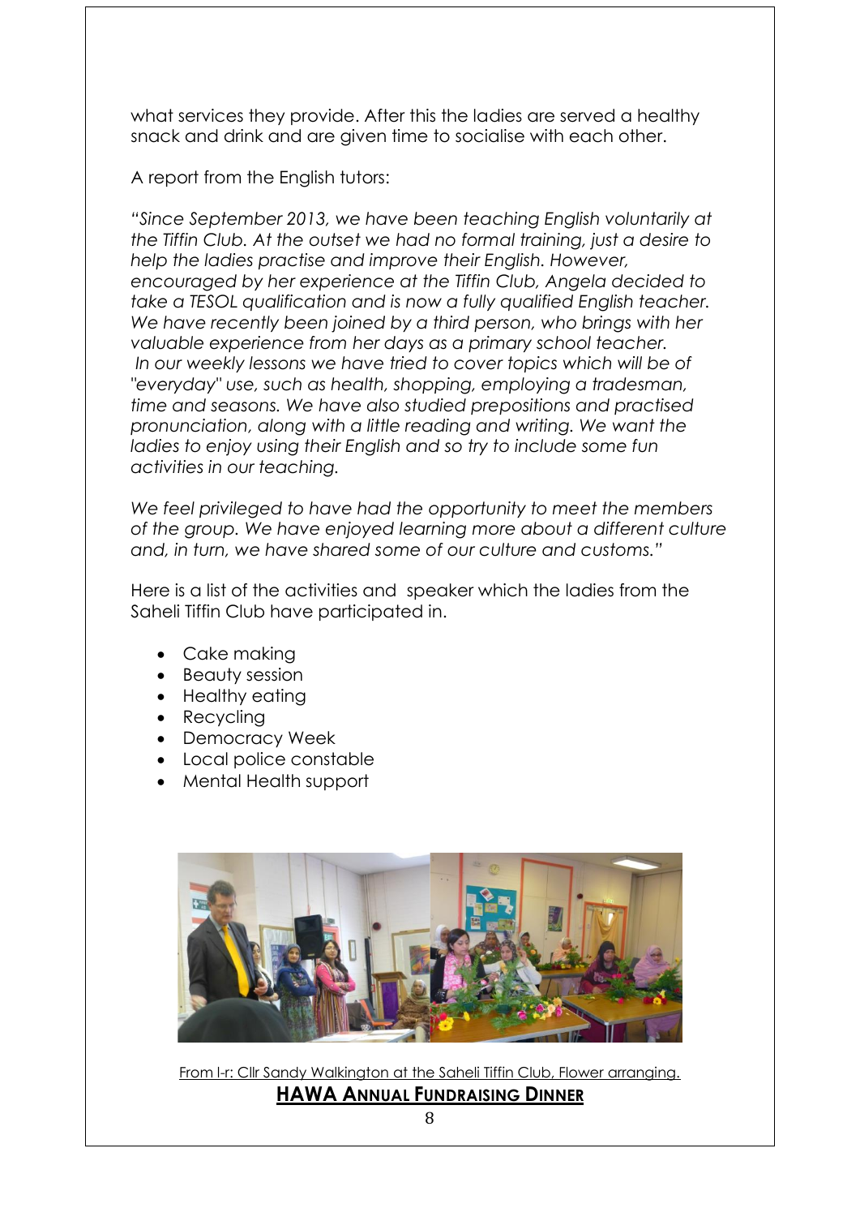what services they provide. After this the ladies are served a healthy snack and drink and are given time to socialise with each other.

A report from the English tutors:

*"Since September 2013, we have been teaching English voluntarily at the Tiffin Club. At the outset we had no formal training, just a desire to help the ladies practise and improve their English. However, encouraged by her experience at the Tiffin Club, Angela decided to take a TESOL qualification and is now a fully qualified English teacher. We have recently been joined by a third person, who brings with her valuable experience from her days as a primary school teacher. In our weekly lessons we have tried to cover topics which will be of "everyday" use, such as health, shopping, employing a tradesman, time and seasons. We have also studied prepositions and practised pronunciation, along with a little reading and writing. We want the ladies to enjoy using their English and so try to include some fun activities in our teaching.*

*We feel privileged to have had the opportunity to meet the members of the group. We have enjoyed learning more about a different culture and, in turn, we have shared some of our culture and customs."*

Here is a list of the activities and speaker which the ladies from the Saheli Tiffin Club have participated in.

- Cake making
- Beauty session
- Healthy eating
- Recycling
- Democracy Week
- Local police constable
- Mental Health support

From l-r: Cllr Sandy Walkington at the Saheli Tiffin Club, Flower arranging.

## HAWA ANNUAL FUNDRAISING DINNER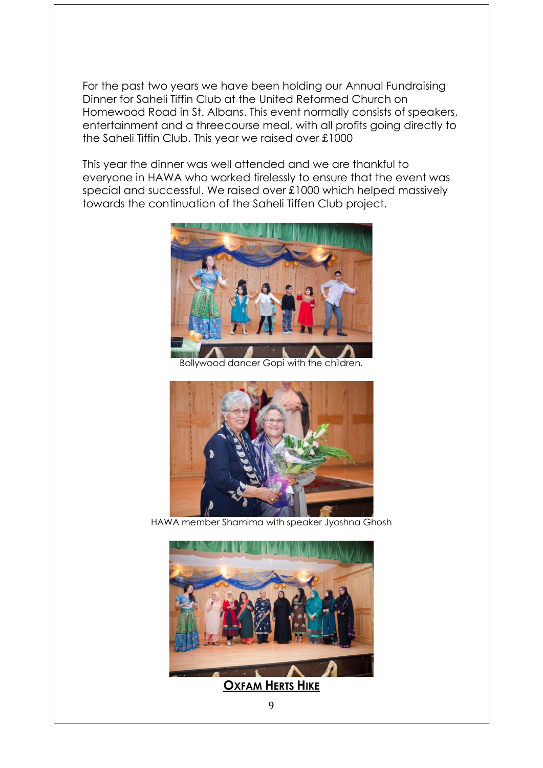For the past two years we have been holding our Annual Fundraising Dinner for Saheli Tiffin Club at the United Reformed Church on Homewood Road in St. Albans. This event normally consists of speakers, entertainment and a threecourse meal, with all profits going directly to the Saheli Tiffin Club. This year we raised over £1000

This year the dinner was well attended and we are thankful to everyone in HAWA who worked tirelessly to ensure that the event was special and successful. We raised over £1000 which helped massively towards the continuation of the Saheli Tiffen Club project.

Bollywood dancer Gopi with the children.

HAWA member Shamima with speaker Jyoshna Ghosh

## **OXFAM HERTS HIKE**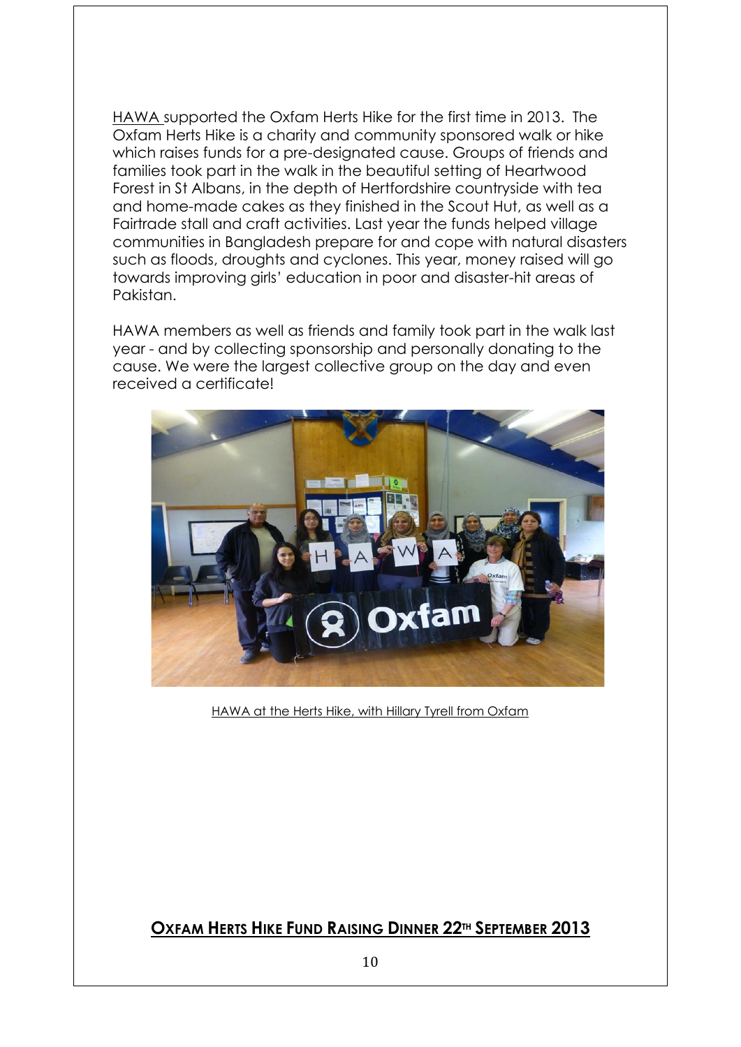HAWA supported the Oxfam Herts Hike for the first time in 2013. The Oxfam Herts Hike is a charity and community sponsored walk or hike which raises funds for a pre-designated cause. Groups of friends and families took part in the walk in the beautiful setting of Heartwood Forest in St Albans, in the depth of Hertfordshire countryside with tea and home-made cakes as they finished in the Scout Hut, as well as a Fairtrade stall and craft activities. Last year the funds helped village communities in Bangladesh prepare for and cope with natural disasters such as floods, droughts and cyclones. This year, money raised will go towards improving girls' education in poor and disaster-hit areas of Pakistan.

HAWA members as well as friends and family took part in the walk last year - and by collecting sponsorship and personally donating to the cause. We were the largest collective group on the day and even received a certificate!

HAWA at the Herts Hike, with Hillary Tyrell from Oxfam

## OXFAM HERTS HIKE FUND RAISING DINNER 22TH SEPTEMBER 2013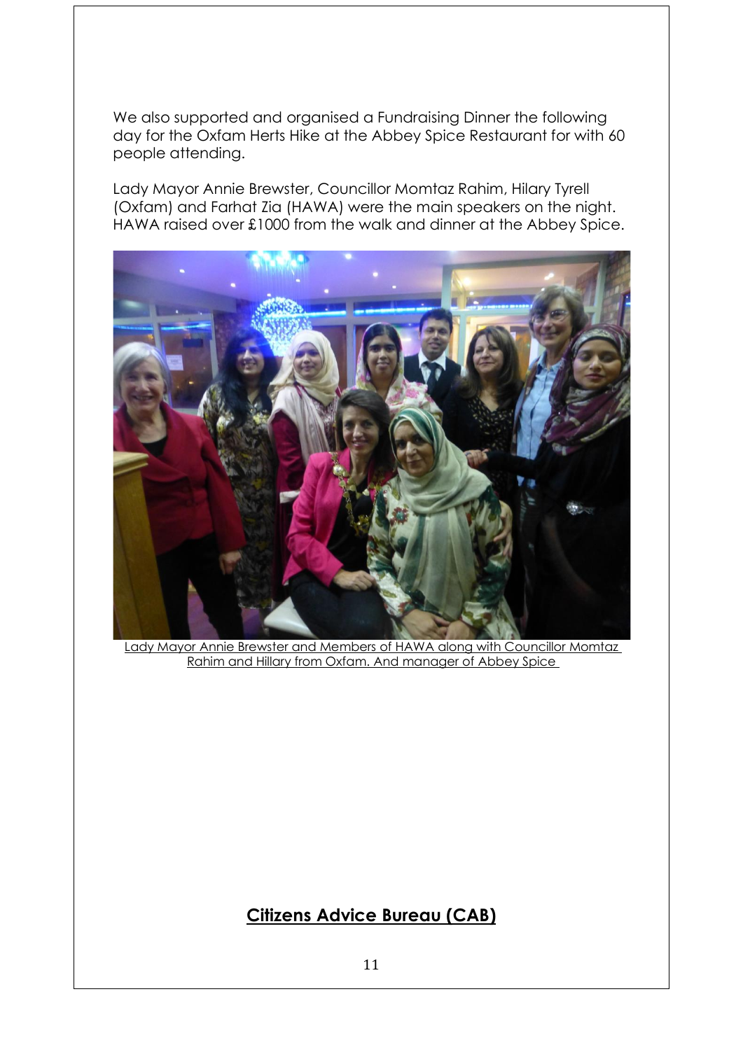We also supported and organised a Fundraising Dinner the following day for the Oxfam Herts Hike at the Abbey Spice Restaurant for with 60 people attending.

Lady Mayor Annie Brewster, Councillor Momtaz Rahim, Hilary Tyrell (Oxfam) and Farhat Zia (HAWA) were the main speakers on the night. HAWA raised over £1000 from the walk and dinner at the Abbey Spice.

Lady Mayor Annie Brewster and Members of HAWA along with Councillor Momtaz Rahim and Hillary from Oxfam. And manager of Abbey Spice

## Citizens Advice Bureau (CAB)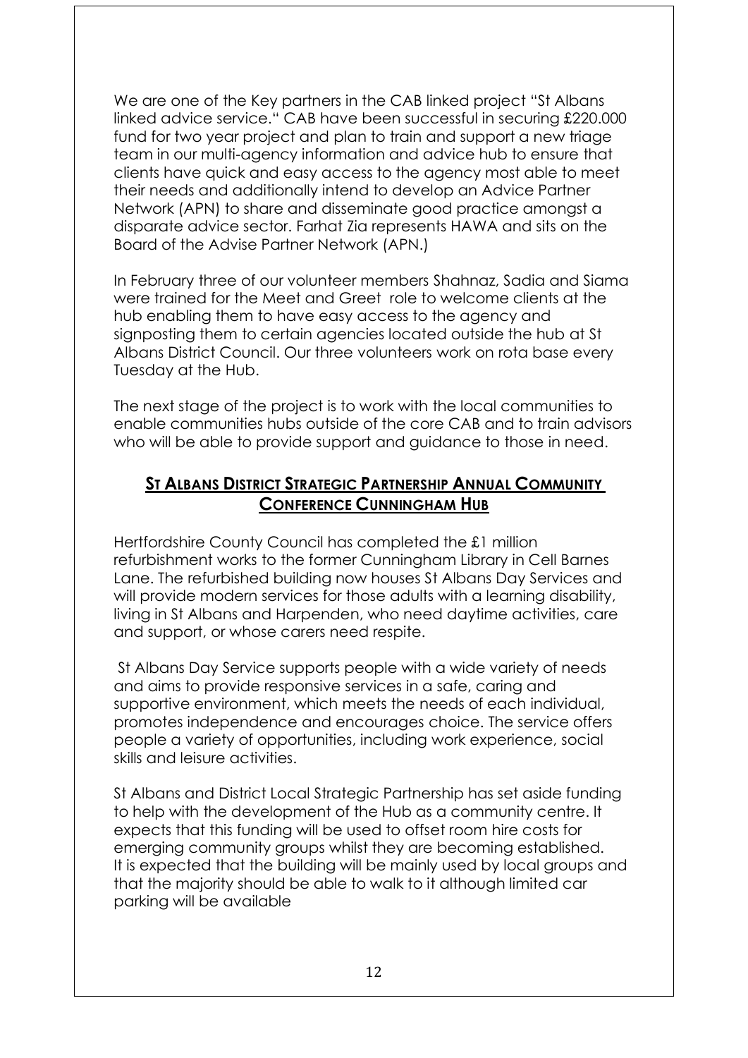We are one of the Key partners in the CAB linked project "St Albans linked advice service." CAB have been successful in securing £220.000 fund for two year project and plan to train and support a new triage team in our multi-agency information and advice hub to ensure that clients have quick and easy access to the agency most able to meet their needs and additionally intend to develop an Advice Partner Network (APN) to share and disseminate good practice amongst a disparate advice sector. Farhat Zia represents HAWA and sits on the Board of the Advise Partner Network (APN.)

In February three of our volunteer members Shahnaz, Sadia and Siama were trained for the Meet and Greet role to welcome clients at the hub enabling them to have easy access to the agency and signposting them to certain agencies located outside the hub at St Albans District Council. Our three volunteers work on rota base every Tuesday at the Hub.

The next stage of the project is to work with the local communities to enable communities hubs outside of the core CAB and to train advisors who will be able to provide support and guidance to those in need.

## ST ALBANS DISTRICT STRATEGIC PARTNERSHIP ANNUAL COMMUNITY CONFERENCE CUNNINGHAM HUB

Hertfordshire County Council has completed the £1 million refurbishment works to the former Cunningham Library in Cell Barnes Lane. The refurbished building now houses St Albans Day Services and will provide modern services for those adults with a learning disability, living in St Albans and Harpenden, who need daytime activities, care and support, or whose carers need respite.

St Albans Day Service supports people with a wide variety of needs and aims to provide responsive services in a safe, caring and supportive environment, which meets the needs of each individual, promotes independence and encourages choice. The service offers people a variety of opportunities, including work experience, social skills and leisure activities.

St Albans and District Local Strategic Partnership has set aside funding to help with the development of the Hub as a community centre. It expects that this funding will be used to offset room hire costs for emerging community groups whilst they are becoming established. It is expected that the building will be mainly used by local groups and that the majority should be able to walk to it although limited car parking will be available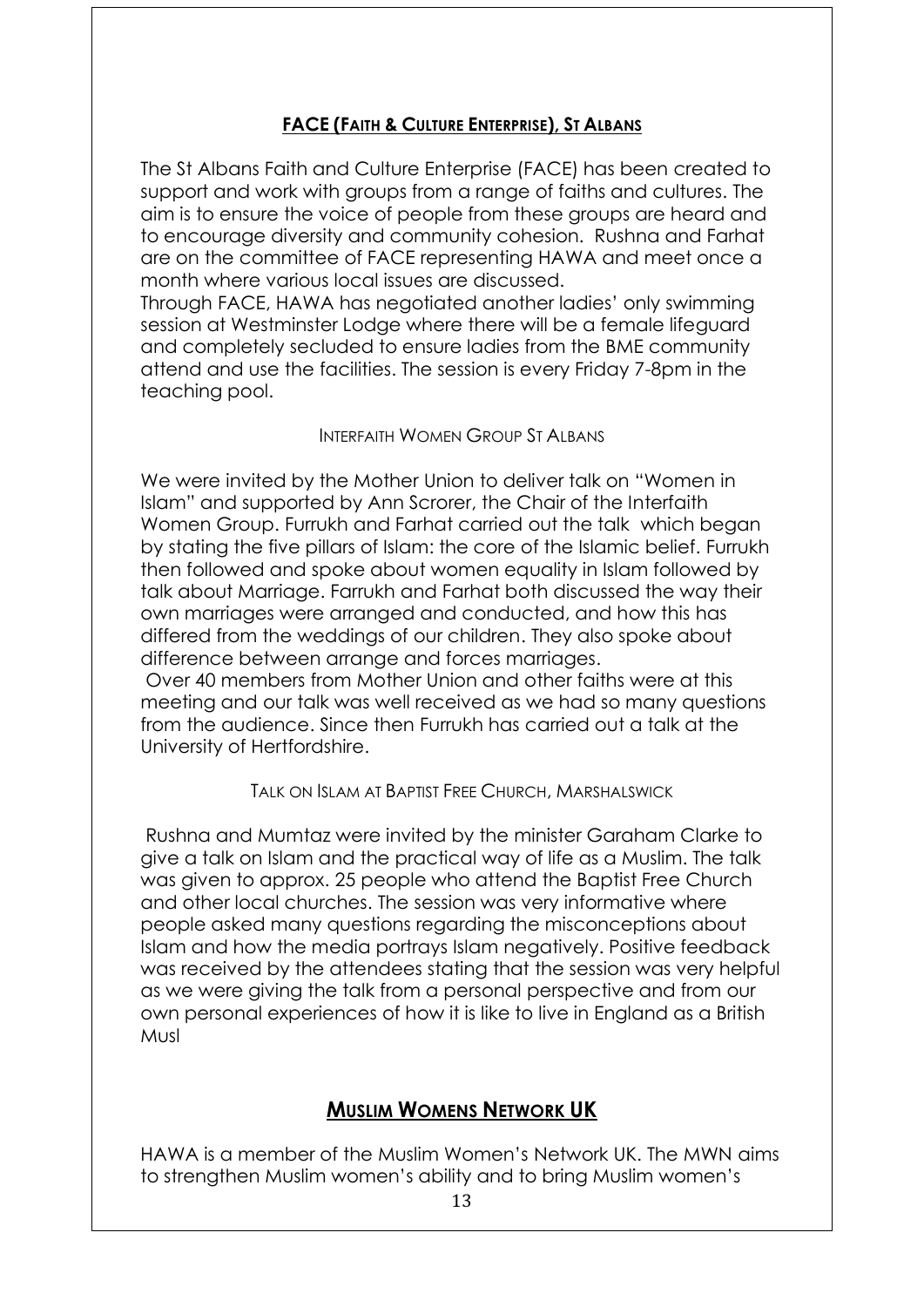## **FACE (FAITH & CULTURE ENTERPRISE), ST ALBANS**

The St Albans Faith and Culture Enterprise (FACE) has been created to support and work with groups from a range of faiths and cultures. The aim is to ensure the voice of people from these groups are heard and to encourage diversity and community cohesion. Rushna and Farhat are on the committee of FACE representing HAWA and meet once a month where various local issues are discussed.

Through FACE, HAWA has negotiated another ladies' only swimming session at Westminster Lodge where there will be a female lifeguard and completely secluded to ensure ladies from the BME community attend and use the facilities. The session is every Friday 7-8pm in the teaching pool.

### INTERFAITH WOMEN GROUP ST ALBANS

We were invited by the Mother Union to deliver talk on "Women in Islam" and supported by Ann Scrorer, the Chair of the Interfaith Women Group. Furrukh and Farhat carried out the talk which began by stating the five pillars of Islam: the core of the Islamic belief. Furrukh then followed and spoke about women equality in Islam followed by talk about Marriage. Farrukh and Farhat both discussed the way their own marriages were arranged and conducted, and how this has differed from the weddings of our children. They also spoke about difference between arrange and forces marriages.

Over 40 members from Mother Union and other faiths were at this meeting and our talk was well received as we had so many questions from the audience. Since then Furrukh has carried out a talk at the University of Hertfordshire.

### TALK ON ISLAM AT BAPTIST FREE CHURCH, MARSHALSWICK

Rushna and Mumtaz were invited by the minister Garaham Clarke to give a talk on Islam and the practical way of life as a Muslim. The talk was given to approx. 25 people who attend the Baptist Free Church and other local churches. The session was very informative where people asked many questions regarding the misconceptions about Islam and how the media portrays Islam negatively. Positive feedback was received by the attendees stating that the session was very helpful as we were giving the talk from a personal perspective and from our own personal experiences of how it is like to live in England as a British Musl

## **MUSLIM WOMENS NETWORK UK**

HAWA is a member of the Muslim Women's Network UK. The MWN aims to strengthen Muslim women's ability and to bring Muslim women's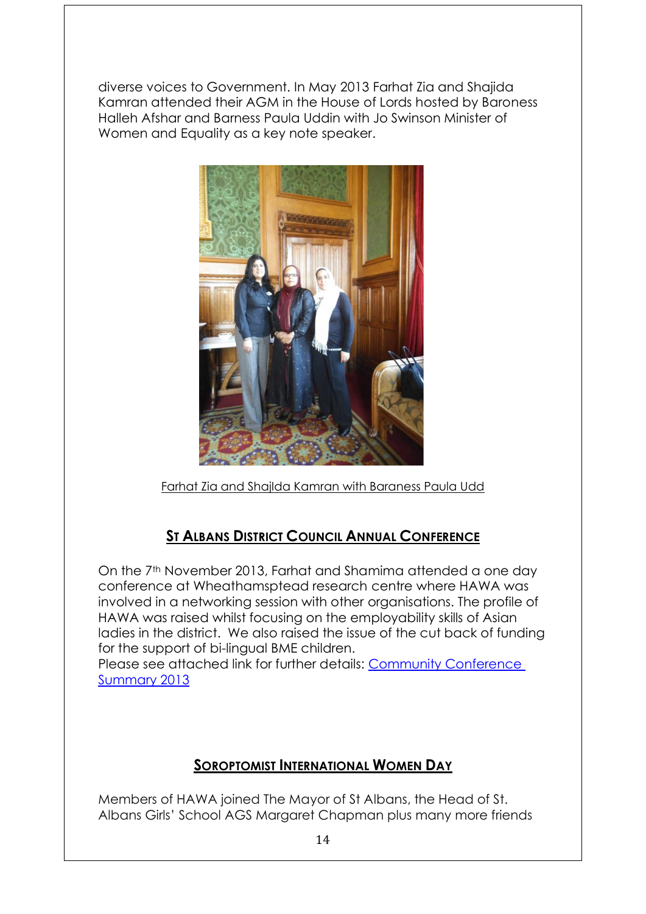diverse voices to Government. In May 2013 Farhat Zia and Shajida Kamran attended their AGM in the House of Lords hosted by Baroness Halleh Afshar and Barness Paula Uddin with Jo Swinson Minister of Women and Equality as a key note speaker.

Farhat Zia and Shajlda Kamran with Baraness Paula Udd

## ST ALBANS DISTRICT COUNCIL ANNUAL CONFERENCE

On the 7th November 2013, Farhat and Shamima attended a one day conference at Wheathamsptead research centre where HAWA was involved in a networking session with other organisations. The profile of HAWA was raised whilst focusing on the employability skills of Asian ladies in the district. We also raised the issue of the cut back of funding for the support of bi-lingual BME children.
Please see attached link for further details: Community Conference Summary 2013

## SOROPTOMIST INTERNATIONAL WOMEN DAY

Members of HAWA joined The Mayor of St Albans, the Head of St. Albans Girls' School AGS Margaret Chapman plus many more friends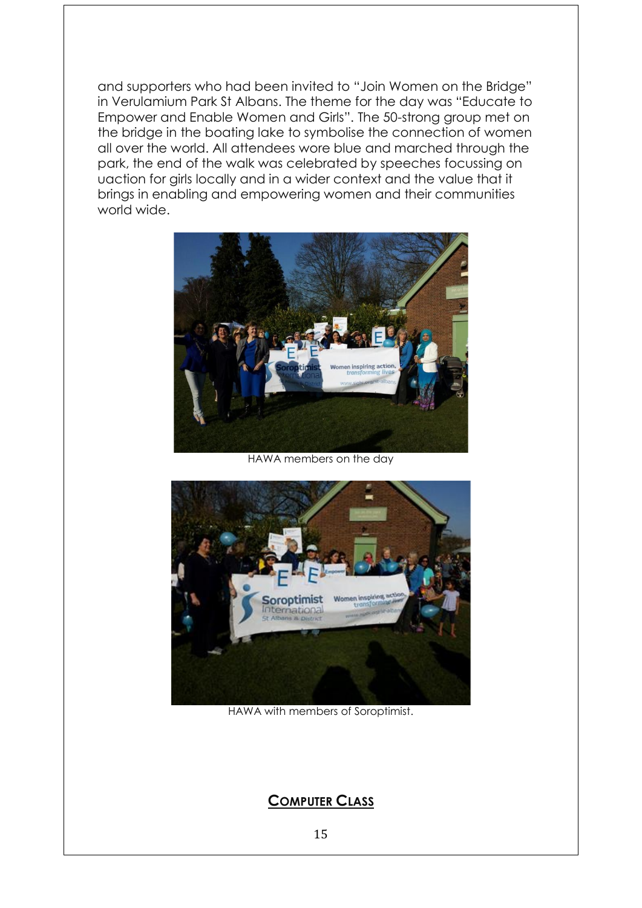and supporters who had been invited to "Join Women on the Bridge" in Verulamium Park St Albans. The theme for the day was "Educate to Empower and Enable Women and Girls". The 50-strong group met on the bridge in the boating lake to symbolise the connection of women all over the world. All attendees wore blue and marched through the park, the end of the walk was celebrated by speeches focussing on uaction for girls locally and in a wider context and the value that it brings in enabling and empowering women and their communities world wide.

HAWA members on the day

HAWA with members of Soroptimist.

## **Computer Class**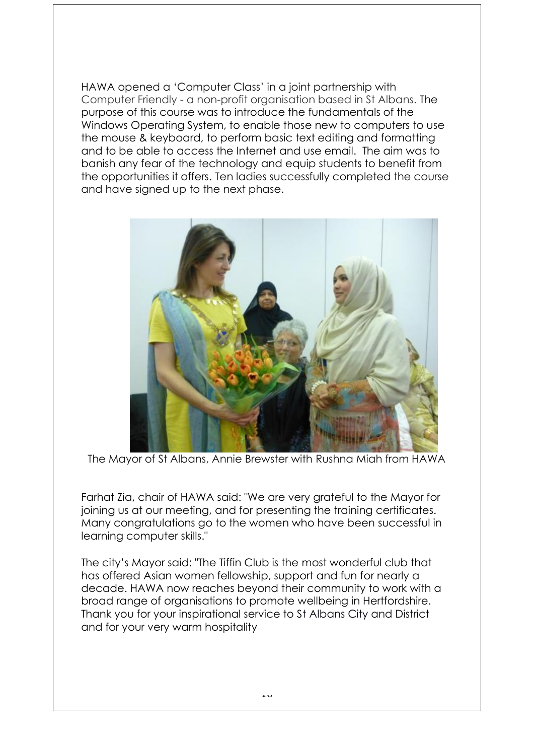HAWA opened a 'Computer Class' in a joint partnership with Computer Friendly - a non-profit organisation based in St Albans. The purpose of this course was to introduce the fundamentals of the Windows Operating System, to enable those new to computers to use the mouse & keyboard, to perform basic text editing and formatting and to be able to access the Internet and use email. The aim was to banish any fear of the technology and equip students to benefit from the opportunities it offers. Ten ladies successfully completed the course and have signed up to the next phase.

The Mayor of St Albans, Annie Brewster with Rushna Miah from HAWA

Farhat Zia, chair of HAWA said: "We are very grateful to the Mayor for joining us at our meeting, and for presenting the training certificates. Many congratulations go to the women who have been successful in learning computer skills."

The city's Mayor said: "The Tiffin Club is the most wonderful club that has offered Asian women fellowship, support and fun for nearly a decade. HAWA now reaches beyond their community to work with a broad range of organisations to promote wellbeing in Hertfordshire. Thank you for your inspirational service to St Albans City and District and for your very warm hospitality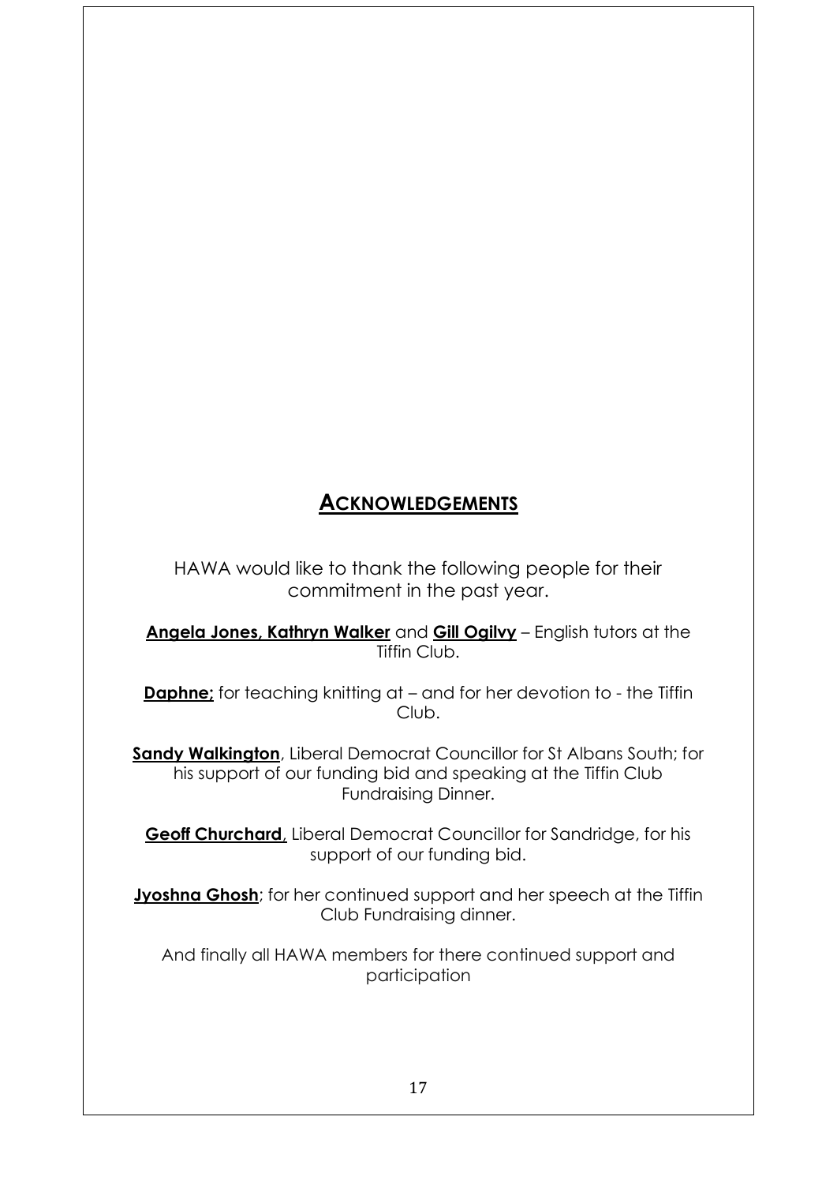## ACKNOWLEDGEMENTS

HAWA would like to thank the following people for their commitment in the past year.

**Angela Jones, Kathryn Walker** and **Gill Ogilvy** – English tutors at the Tiffin Club.

**Daphne;** for teaching knitting at – and for her devotion to - the Tiffin Club.

**Sandy Walkington**, Liberal Democrat Councillor for St Albans South; for his support of our funding bid and speaking at the Tiffin Club Fundraising Dinner.

**Geoff Churchard**, Liberal Democrat Councillor for Sandridge, for his support of our funding bid.

**Jyoshna Ghosh**; for her continued support and her speech at the Tiffin Club Fundraising dinner.

And finally all HAWA members for there continued support and participation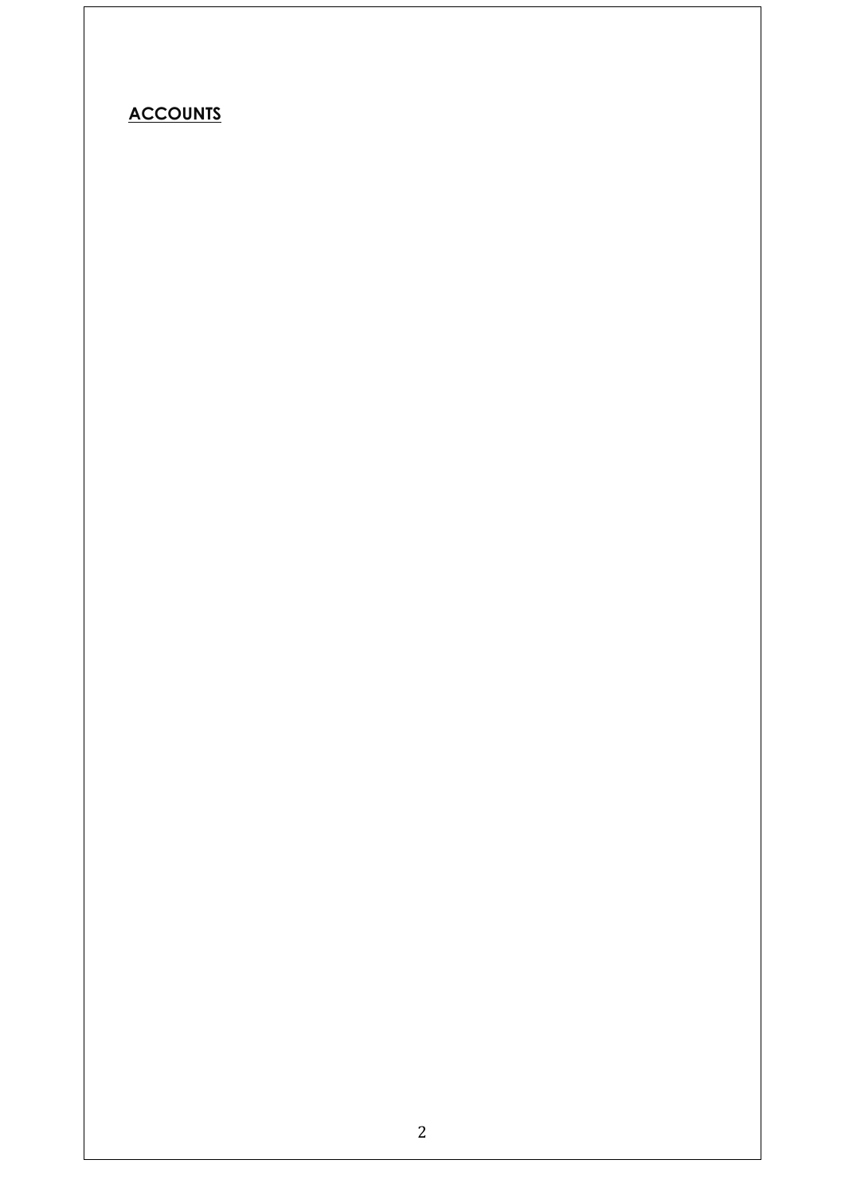**ACCOUNTS**